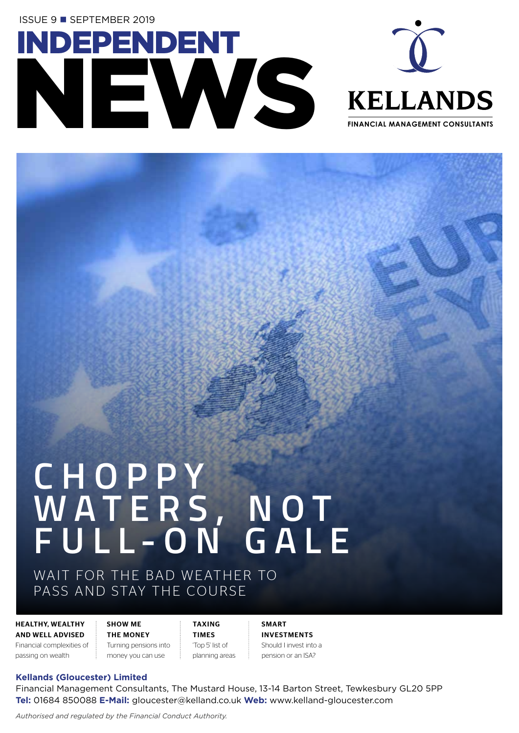ISSUE 9 ■ SEPTEMBER 2019

# INDEPENDENT NEWS

**KELLANDS**

**FINANCIAL MANAGEMENT CONSULTANTS**

## CHOPPY WATERS, NOT FULL-ON GALE

WAIT FOR THE BAD WEATHER TO PASS AND STAY THE COURSE

**HEALTHY, WEALTHY AND WELL ADVISED**
Financial complexities of passing on wealth

**SHOW ME THE MONEY**
Turning pensions into money you can use

**TAXING TIMES**
'Top 5' list of planning areas

**SMART INVESTMENTS**
Should I invest into a pension or an ISA?

**Kellands (Gloucester) Limited**
Financial Management Consultants, The Mustard House, 13-14 Barton Street, Tewkesbury GL20 5PP
**Tel:** 01684 850088 **E-Mail:** gloucester@kelland.co.uk **Web:** www.kelland-gloucester.com

*Authorised and regulated by the Financial Conduct Authority.*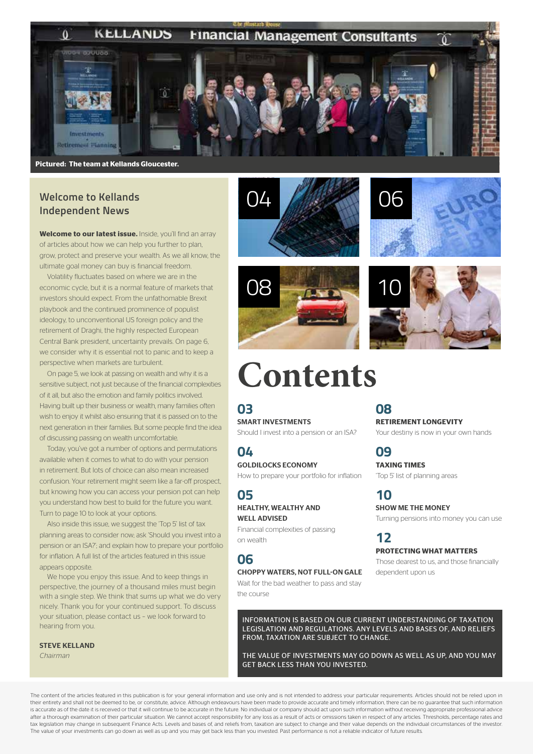Pictured: The team at Kellands Gloucester.

## Welcome to Kellands Independent News

**Welcome to our latest issue.** Inside, you'll find an array of articles about how we can help you further to plan, grow, protect and preserve your wealth. As we all know, the ultimate goal money can buy is financial freedom.

Volatility fluctuates based on where we are in the economic cycle, but it is a normal feature of markets that investors should expect. From the unfathomable Brexit playbook and the continued prominence of populist ideology, to unconventional US foreign policy and the retirement of Draghi, the highly respected European Central Bank president, uncertainty prevails. On page 6, we consider why it is essential not to panic and to keep a perspective when markets are turbulent.

On page 5, we look at passing on wealth and why it is a sensitive subject, not just because of the financial complexities of it all, but also the emotion and family politics involved. Having built up their business or wealth, many families often wish to enjoy it whilst also ensuring that it is passed on to the next generation in their families. But some people find the idea of discussing passing on wealth uncomfortable.

Today, you've got a number of options and permutations available when it comes to what to do with your pension in retirement. But lots of choice can also mean increased confusion. Your retirement might seem like a far-off prospect, but knowing how you can access your pension pot can help you understand how best to build for the future you want. Turn to page 10 to look at your options.

Also inside this issue, we suggest the 'Top 5' list of tax planning areas to consider now; ask 'Should you invest into a pension or an ISA?'; and explain how to prepare your portfolio for inflation. A full list of the articles featured in this issue appears opposite.

We hope you enjoy this issue. And to keep things in perspective, the journey of a thousand miles must begin with a single step. We think that sums up what we do very nicely. Thank you for your continued support. To discuss your situation, please contact us – we look forward to hearing from you.

**STEVE KELLAND**
*Chairman*

# Contents

**03**
**SMART INVESTMENTS**
Should I invest into a pension or an ISA?

**04**
**GOLDILOCKS ECONOMY**
How to prepare your portfolio for inflation

**05**
**HEALTHY, WEALTHY AND WELL ADVISED**
Financial complexities of passing on wealth

**06**
**CHOPPY WATERS, NOT FULL-ON GALE**
Wait for the bad weather to pass and stay the course

**08**
**RETIREMENT LONGEVITY**
Your destiny is now in your own hands

**09**
**TAXING TIMES**
'Top 5' list of planning areas

**10**
**SHOW ME THE MONEY**
Turning pensions into money you can use

**12**
**PROTECTING WHAT MATTERS**
Those dearest to us, and those financially dependent upon us

INFORMATION IS BASED ON OUR CURRENT UNDERSTANDING OF TAXATION LEGISLATION AND REGULATIONS. ANY LEVELS AND BASES OF, AND RELIEFS FROM, TAXATION ARE SUBJECT TO CHANGE.

THE VALUE OF INVESTMENTS MAY GO DOWN AS WELL AS UP, AND YOU MAY GET BACK LESS THAN YOU INVESTED.

The content of the articles featured in this publication is for your general information and use only and is not intended to address your particular requirements. Articles should not be relied upon in their entirety and shall not be deemed to be, or constitute, advice. Although endeavours have been made to provide accurate and timely information, there can be no guarantee that such information is accurate as of the date it is received or that it will continue to be accurate in the future. No individual or company should act upon such information without receiving appropriate professional advice after a thorough examination of their particular situation. We cannot accept responsibility for any loss as a result of acts or omissions taken in respect of any articles. Thresholds, percentage rates and tax legislation may change in subsequent Finance Acts. Levels and bases of, and reliefs from, taxation are subject to change and their value depends on the individual circumstances of the investor. The value of your investments can go down as well as up and you may get back less than you invested. Past performance is not a reliable indicator of future results.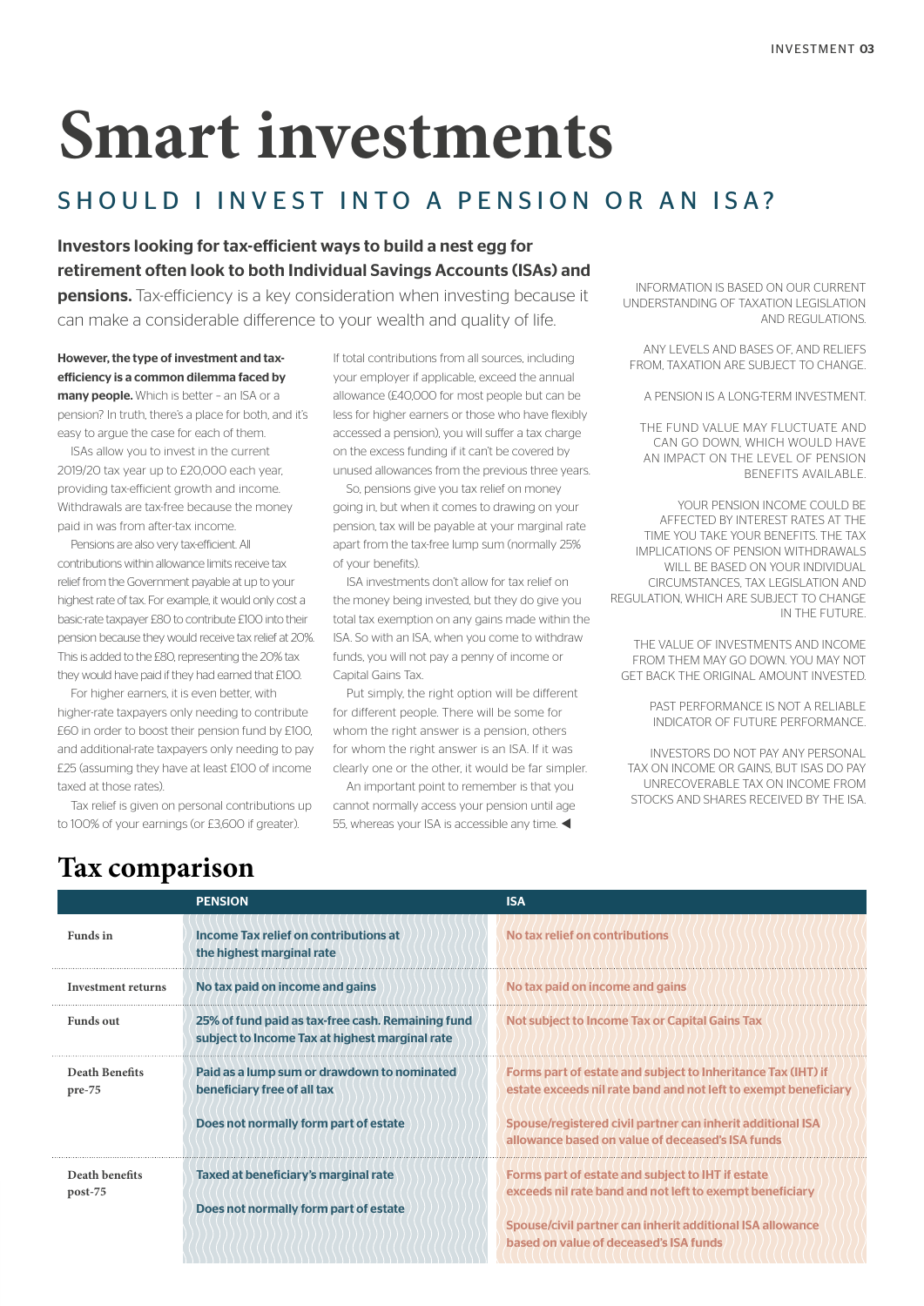# Smart investments

## SHOULD I INVEST INTO A PENSION OR AN ISA?

**Investors looking for tax-efficient ways to build a nest egg for retirement often look to both Individual Savings Accounts (ISAs) and pensions.** Tax-efficiency is a key consideration when investing because it can make a considerable difference to your wealth and quality of life.

**However, the type of investment and tax-efficiency is a common dilemma faced by many people.** Which is better – an ISA or a pension? In truth, there's a place for both, and it's easy to argue the case for each of them.

ISAs allow you to invest in the current 2019/20 tax year up to £20,000 each year, providing tax-efficient growth and income. Withdrawals are tax-free because the money paid in was from after-tax income.

Pensions are also very tax-efficient. All contributions within allowance limits receive tax relief from the Government payable at up to your highest rate of tax. For example, it would only cost a basic-rate taxpayer £80 to contribute £100 into their pension because they would receive tax relief at 20%. This is added to the £80, representing the 20% tax they would have paid if they had earned that £100.

For higher earners, it is even better, with higher-rate taxpayers only needing to contribute £60 in order to boost their pension fund by £100, and additional-rate taxpayers only needing to pay £25 (assuming they have at least £100 of income taxed at those rates).

Tax relief is given on personal contributions up to 100% of your earnings (or £3,600 if greater).

If total contributions from all sources, including your employer if applicable, exceed the annual allowance (£40,000 for most people but can be less for higher earners or those who have flexibly accessed a pension), you will suffer a tax charge on the excess funding if it can't be covered by unused allowances from the previous three years.

So, pensions give you tax relief on money going in, but when it comes to drawing on your pension, tax will be payable at your marginal rate apart from the tax-free lump sum (normally 25% of your benefits).

ISA investments don't allow for tax relief on the money being invested, but they do give you total tax exemption on any gains made within the ISA. So with an ISA, when you come to withdraw funds, you will not pay a penny of income or Capital Gains Tax.

Put simply, the right option will be different for different people. There will be some for whom the right answer is a pension, others for whom the right answer is an ISA. If it was clearly one or the other, it would be far simpler.

An important point to remember is that you cannot normally access your pension until age 55, whereas your ISA is accessible any time. ◀

INFORMATION IS BASED ON OUR CURRENT UNDERSTANDING OF TAXATION LEGISLATION AND REGULATIONS.

ANY LEVELS AND BASES OF, AND RELIEFS FROM, TAXATION ARE SUBJECT TO CHANGE.

A PENSION IS A LONG-TERM INVESTMENT.

THE FUND VALUE MAY FLUCTUATE AND CAN GO DOWN, WHICH WOULD HAVE AN IMPACT ON THE LEVEL OF PENSION BENEFITS AVAILABLE.

YOUR PENSION INCOME COULD BE AFFECTED BY INTEREST RATES AT THE TIME YOU TAKE YOUR BENEFITS. THE TAX IMPLICATIONS OF PENSION WITHDRAWALS WILL BE BASED ON YOUR INDIVIDUAL CIRCUMSTANCES, TAX LEGISLATION AND REGULATION, WHICH ARE SUBJECT TO CHANGE IN THE FUTURE.

THE VALUE OF INVESTMENTS AND INCOME FROM THEM MAY GO DOWN. YOU MAY NOT GET BACK THE ORIGINAL AMOUNT INVESTED.

PAST PERFORMANCE IS NOT A RELIABLE INDICATOR OF FUTURE PERFORMANCE.

INVESTORS DO NOT PAY ANY PERSONAL TAX ON INCOME OR GAINS, BUT ISAS DO PAY UNRECOVERABLE TAX ON INCOME FROM STOCKS AND SHARES RECEIVED BY THE ISA.

## Tax comparison

| | PENSION | ISA |
|---|---|---|
| Funds in | Income Tax relief on contributions at the highest marginal rate | No tax relief on contributions |
| Investment returns | No tax paid on income and gains | No tax paid on income and gains |
| Funds out | 25% of fund paid as tax-free cash. Remaining fund subject to Income Tax at highest marginal rate | Not subject to Income Tax or Capital Gains Tax |
| Death Benefits pre-75 | Paid as a lump sum or drawdown to nominated beneficiary free of all tax<br><br>Does not normally form part of estate | Forms part of estate and subject to Inheritance Tax (IHT) if estate exceeds nil rate band and not left to exempt beneficiary<br><br>Spouse/registered civil partner can inherit additional ISA allowance based on value of deceased's ISA funds |
| Death benefits post-75 | Taxed at beneficiary's marginal rate<br><br>Does not normally form part of estate | Forms part of estate and subject to IHT if estate exceeds nil rate band and not left to exempt beneficiary<br><br>Spouse/civil partner can inherit additional ISA allowance based on value of deceased's ISA funds |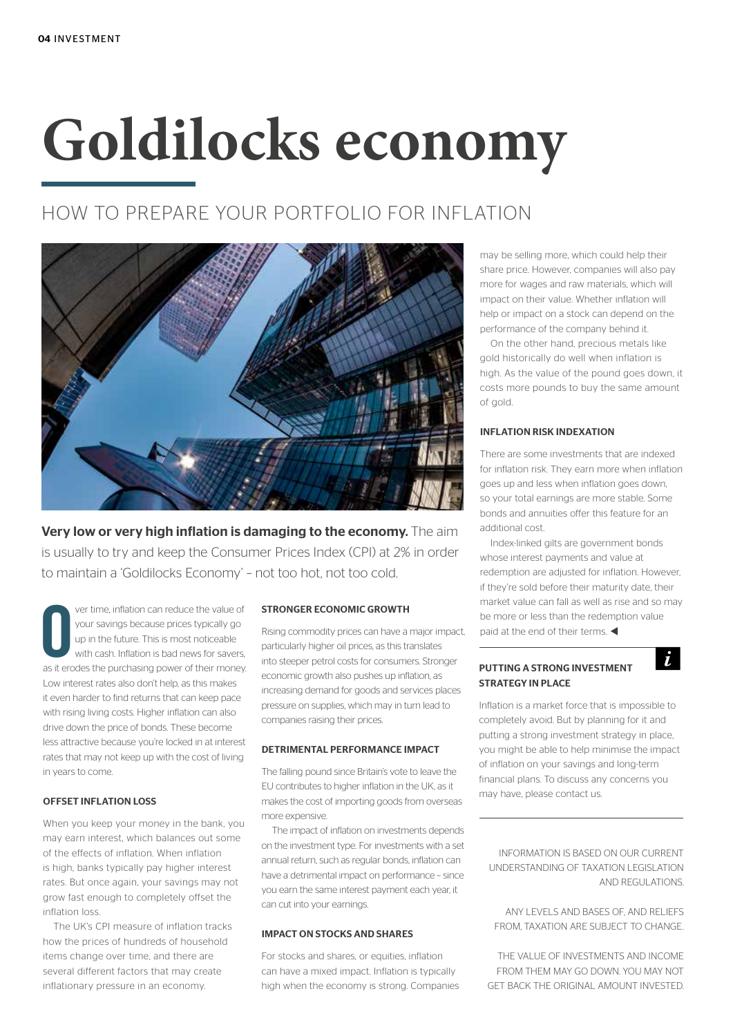# Goldilocks economy

## HOW TO PREPARE YOUR PORTFOLIO FOR INFLATION

**Very low or very high inflation is damaging to the economy.** The aim is usually to try and keep the Consumer Prices Index (CPI) at 2% in order to maintain a 'Goldilocks Economy' – not too hot, not too cold.

Over time, inflation can reduce the value of your savings because prices typically go up in the future. This is most noticeable with cash. Inflation is bad news for savers, as it erodes the purchasing power of their money. Low interest rates also don't help, as this makes it even harder to find returns that can keep pace with rising living costs. Higher inflation can also drive down the price of bonds. These become less attractive because you're locked in at interest rates that may not keep up with the cost of living in years to come.

### OFFSET INFLATION LOSS

When you keep your money in the bank, you may earn interest, which balances out some of the effects of inflation. When inflation is high, banks typically pay higher interest rates. But once again, your savings may not grow fast enough to completely offset the inflation loss.

The UK's CPI measure of inflation tracks how the prices of hundreds of household items change over time, and there are several different factors that may create inflationary pressure in an economy.

### STRONGER ECONOMIC GROWTH

Rising commodity prices can have a major impact, particularly higher oil prices, as this translates into steeper petrol costs for consumers. Stronger economic growth also pushes up inflation, as increasing demand for goods and services places pressure on supplies, which may in turn lead to companies raising their prices.

### DETRIMENTAL PERFORMANCE IMPACT

The falling pound since Britain's vote to leave the EU contributes to higher inflation in the UK, as it makes the cost of importing goods from overseas more expensive.

The impact of inflation on investments depends on the investment type. For investments with a set annual return, such as regular bonds, inflation can have a detrimental impact on performance – since you earn the same interest payment each year, it can cut into your earnings.

### IMPACT ON STOCKS AND SHARES

For stocks and shares, or equities, inflation can have a mixed impact. Inflation is typically high when the economy is strong. Companies may be selling more, which could help their share price. However, companies will also pay more for wages and raw materials, which will impact on their value. Whether inflation will help or impact on a stock can depend on the performance of the company behind it.

On the other hand, precious metals like gold historically do well when inflation is high. As the value of the pound goes down, it costs more pounds to buy the same amount of gold.

### INFLATION RISK INDEXATION

There are some investments that are indexed for inflation risk. They earn more when inflation goes up and less when inflation goes down, so your total earnings are more stable. Some bonds and annuities offer this feature for an additional cost.

Index-linked gilts are government bonds whose interest payments and value at redemption are adjusted for inflation. However, if they're sold before their maturity date, their market value can fall as well as rise and so may be more or less than the redemption value paid at the end of their terms. ◀

### PUTTING A STRONG INVESTMENT STRATEGY IN PLACE

Inflation is a market force that is impossible to completely avoid. But by planning for it and putting a strong investment strategy in place, you might be able to help minimise the impact of inflation on your savings and long-term financial plans. To discuss any concerns you may have, please contact us.

INFORMATION IS BASED ON OUR CURRENT UNDERSTANDING OF TAXATION LEGISLATION AND REGULATIONS.

ANY LEVELS AND BASES OF, AND RELIEFS FROM, TAXATION ARE SUBJECT TO CHANGE.

THE VALUE OF INVESTMENTS AND INCOME FROM THEM MAY GO DOWN. YOU MAY NOT GET BACK THE ORIGINAL AMOUNT INVESTED.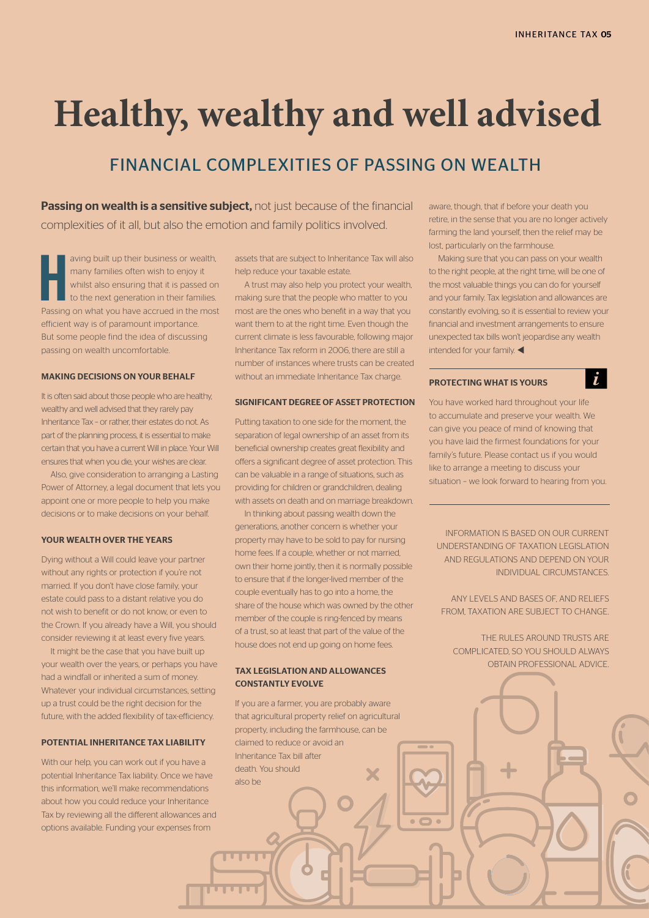# Healthy, wealthy and well advised

## FINANCIAL COMPLEXITIES OF PASSING ON WEALTH

**Passing on wealth is a sensitive subject,** not just because of the financial complexities of it all, but also the emotion and family politics involved.

Having built up their business or wealth, many families often wish to enjoy it whilst also ensuring that it is passed on to the next generation in their families. Passing on what you have accrued in the most efficient way is of paramount importance. But some people find the idea of discussing passing on wealth uncomfortable.

### MAKING DECISIONS ON YOUR BEHALF

It is often said about those people who are healthy, wealthy and well advised that they rarely pay Inheritance Tax – or rather, their estates do not. As part of the planning process, it is essential to make certain that you have a current Will in place. Your Will ensures that when you die, your wishes are clear.

Also, give consideration to arranging a Lasting Power of Attorney, a legal document that lets you appoint one or more people to help you make decisions or to make decisions on your behalf.

### YOUR WEALTH OVER THE YEARS

Dying without a Will could leave your partner without any rights or protection if you're not married. If you don't have close family, your estate could pass to a distant relative you do not wish to benefit or do not know, or even to the Crown. If you already have a Will, you should consider reviewing it at least every five years.

It might be the case that you have built up your wealth over the years, or perhaps you have had a windfall or inherited a sum of money. Whatever your individual circumstances, setting up a trust could be the right decision for the future, with the added flexibility of tax-efficiency.

### POTENTIAL INHERITANCE TAX LIABILITY

With our help, you can work out if you have a potential Inheritance Tax liability. Once we have this information, we'll make recommendations about how you could reduce your Inheritance Tax by reviewing all the different allowances and options available. Funding your expenses from assets that are subject to Inheritance Tax will also help reduce your taxable estate.

A trust may also help you protect your wealth, making sure that the people who matter to you most are the ones who benefit in a way that you want them to at the right time. Even though the current climate is less favourable, following major Inheritance Tax reform in 2006, there are still a number of instances where trusts can be created without an immediate Inheritance Tax charge.

### SIGNIFICANT DEGREE OF ASSET PROTECTION

Putting taxation to one side for the moment, the separation of legal ownership of an asset from its beneficial ownership creates great flexibility and offers a significant degree of asset protection. This can be valuable in a range of situations, such as providing for children or grandchildren, dealing with assets on death and on marriage breakdown.

In thinking about passing wealth down the generations, another concern is whether your property may have to be sold to pay for nursing home fees. If a couple, whether or not married, own their home jointly, then it is normally possible to ensure that if the longer-lived member of the couple eventually has to go into a home, the share of the house which was owned by the other member of the couple is ring-fenced by means of a trust, so at least that part of the value of the house does not end up going on home fees.

### TAX LEGISLATION AND ALLOWANCES CONSTANTLY EVOLVE

If you are a farmer, you are probably aware that agricultural property relief on agricultural property, including the farmhouse, can be claimed to reduce or avoid an Inheritance Tax bill after death. You should also be aware, though, that if before your death you retire, in the sense that you are no longer actively farming the land yourself, then the relief may be lost, particularly on the farmhouse.

Making sure that you can pass on your wealth to the right people, at the right time, will be one of the most valuable things you can do for yourself and your family. Tax legislation and allowances are constantly evolving, so it is essential to review your financial and investment arrangements to ensure unexpected tax bills won't jeopardise any wealth intended for your family. ◀

### PROTECTING WHAT IS YOURS

You have worked hard throughout your life to accumulate and preserve your wealth. We can give you peace of mind of knowing that you have laid the firmest foundations for your family's future. Please contact us if you would like to arrange a meeting to discuss your situation – we look forward to hearing from you.

INFORMATION IS BASED ON OUR CURRENT UNDERSTANDING OF TAXATION LEGISLATION AND REGULATIONS AND DEPEND ON YOUR INDIVIDUAL CIRCUMSTANCES.

ANY LEVELS AND BASES OF, AND RELIEFS FROM, TAXATION ARE SUBJECT TO CHANGE.

THE RULES AROUND TRUSTS ARE COMPLICATED, SO YOU SHOULD ALWAYS OBTAIN PROFESSIONAL ADVICE.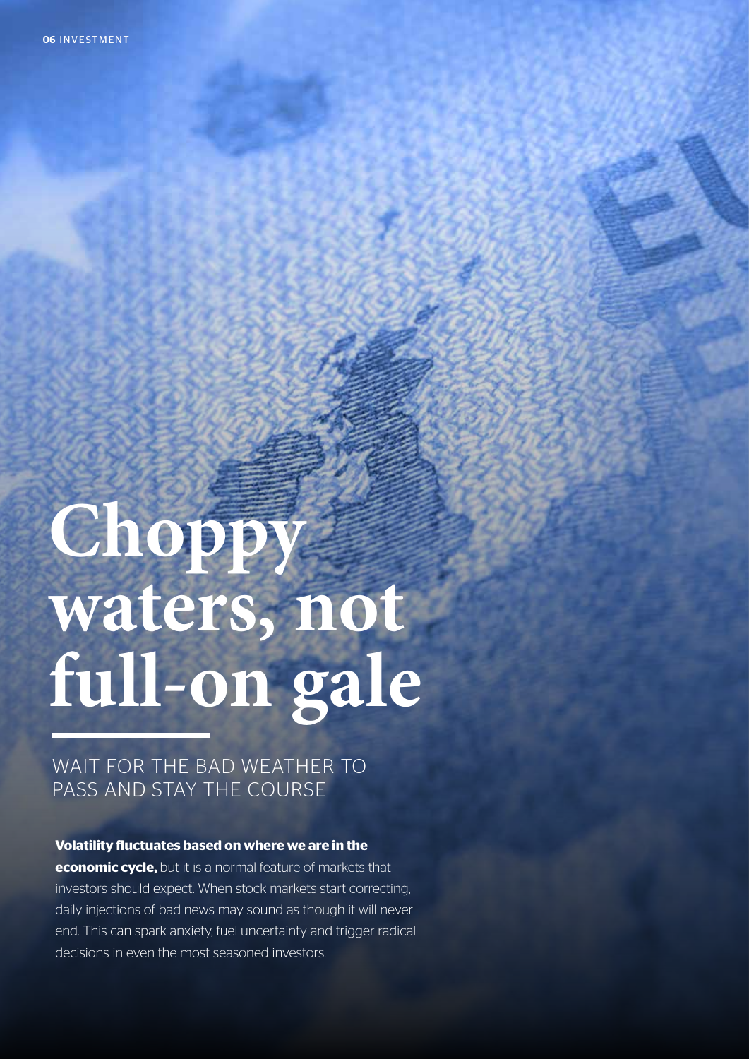# Choppy waters, not full-on gale

## WAIT FOR THE BAD WEATHER TO PASS AND STAY THE COURSE

**Volatility fluctuates based on where we are in the economic cycle,** but it is a normal feature of markets that investors should expect. When stock markets start correcting, daily injections of bad news may sound as though it will never end. This can spark anxiety, fuel uncertainty and trigger radical decisions in even the most seasoned investors.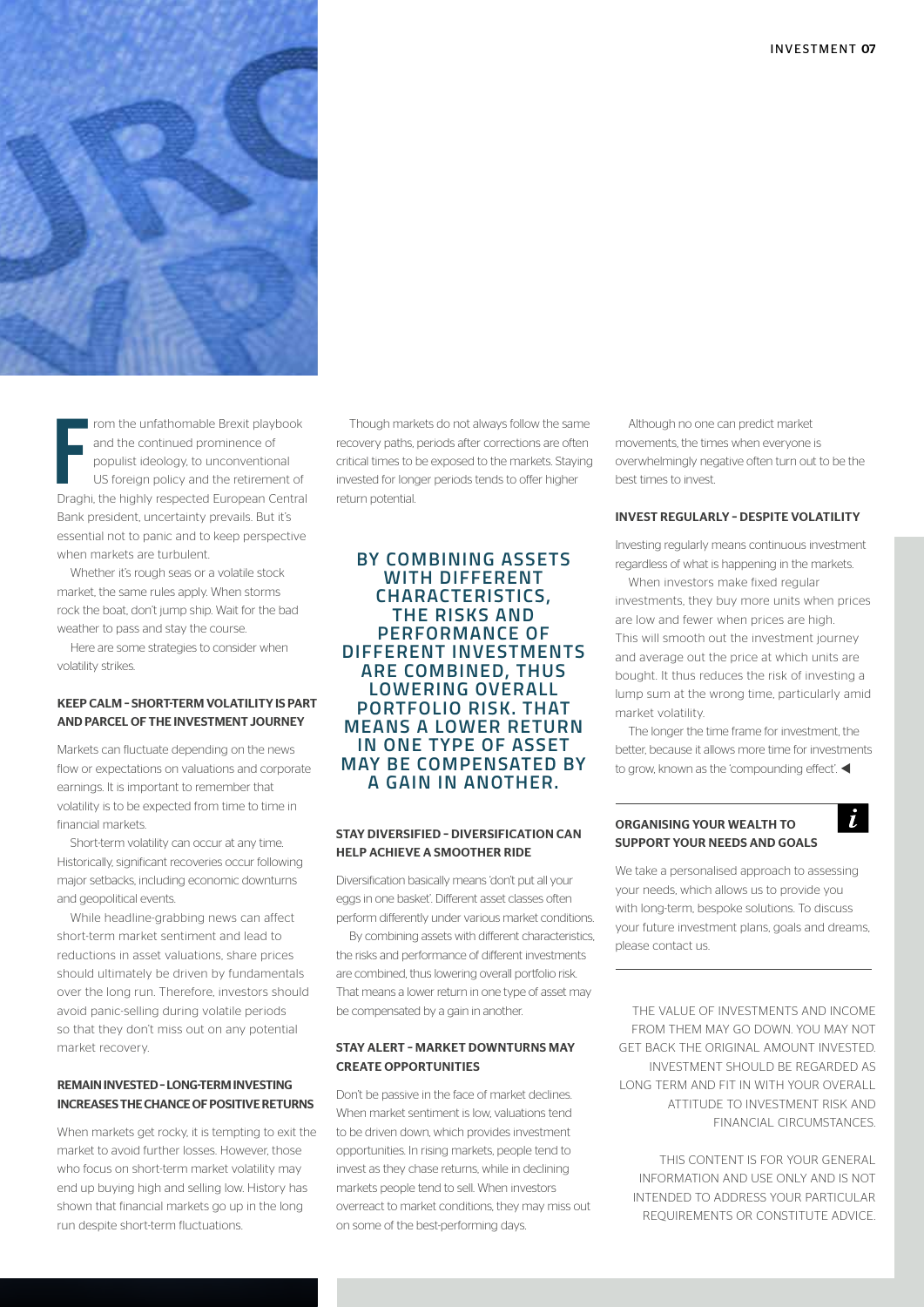From the unfathomable Brexit playbook and the continued prominence of populist ideology, to unconventional US foreign policy and the retirement of Draghi, the highly respected European Central Bank president, uncertainty prevails. But it's essential not to panic and to keep perspective when markets are turbulent.

Whether it's rough seas or a volatile stock market, the same rules apply. When storms rock the boat, don't jump ship. Wait for the bad weather to pass and stay the course.

Here are some strategies to consider when volatility strikes.

### KEEP CALM – SHORT-TERM VOLATILITY IS PART AND PARCEL OF THE INVESTMENT JOURNEY

Markets can fluctuate depending on the news flow or expectations on valuations and corporate earnings. It is important to remember that volatility is to be expected from time to time in financial markets.

Short-term volatility can occur at any time. Historically, significant recoveries occur following major setbacks, including economic downturns and geopolitical events.

While headline-grabbing news can affect short-term market sentiment and lead to reductions in asset valuations, share prices should ultimately be driven by fundamentals over the long run. Therefore, investors should avoid panic-selling during volatile periods so that they don't miss out on any potential market recovery.

### REMAIN INVESTED – LONG-TERM INVESTING INCREASES THE CHANCE OF POSITIVE RETURNS

When markets get rocky, it is tempting to exit the market to avoid further losses. However, those who focus on short-term market volatility may end up buying high and selling low. History has shown that financial markets go up in the long run despite short-term fluctuations.

Though markets do not always follow the same recovery paths, periods after corrections are often critical times to be exposed to the markets. Staying invested for longer periods tends to offer higher return potential.

**BY COMBINING ASSETS WITH DIFFERENT CHARACTERISTICS, THE RISKS AND PERFORMANCE OF DIFFERENT INVESTMENTS ARE COMBINED, THUS LOWERING OVERALL PORTFOLIO RISK. THAT MEANS A LOWER RETURN IN ONE TYPE OF ASSET MAY BE COMPENSATED BY A GAIN IN ANOTHER.**

### STAY DIVERSIFIED – DIVERSIFICATION CAN HELP ACHIEVE A SMOOTHER RIDE

Diversification basically means 'don't put all your eggs in one basket'. Different asset classes often perform differently under various market conditions.

By combining assets with different characteristics, the risks and performance of different investments are combined, thus lowering overall portfolio risk. That means a lower return in one type of asset may be compensated by a gain in another.

### STAY ALERT – MARKET DOWNTURNS MAY CREATE OPPORTUNITIES

Don't be passive in the face of market declines. When market sentiment is low, valuations tend to be driven down, which provides investment opportunities. In rising markets, people tend to invest as they chase returns, while in declining markets people tend to sell. When investors overreact to market conditions, they may miss out on some of the best-performing days.

Although no one can predict market movements, the times when everyone is overwhelmingly negative often turn out to be the best times to invest.

### INVEST REGULARLY – DESPITE VOLATILITY

Investing regularly means continuous investment regardless of what is happening in the markets.

When investors make fixed regular investments, they buy more units when prices are low and fewer when prices are high. This will smooth out the investment journey and average out the price at which units are bought. It thus reduces the risk of investing a lump sum at the wrong time, particularly amid market volatility.

The longer the time frame for investment, the better, because it allows more time for investments to grow, known as the 'compounding effect'. ◀

### ORGANISING YOUR WEALTH TO SUPPORT YOUR NEEDS AND GOALS

We take a personalised approach to assessing your needs, which allows us to provide you with long-term, bespoke solutions. To discuss your future investment plans, goals and dreams, please contact us.

THE VALUE OF INVESTMENTS AND INCOME FROM THEM MAY GO DOWN. YOU MAY NOT GET BACK THE ORIGINAL AMOUNT INVESTED. INVESTMENT SHOULD BE REGARDED AS LONG TERM AND FIT IN WITH YOUR OVERALL ATTITUDE TO INVESTMENT RISK AND FINANCIAL CIRCUMSTANCES.

THIS CONTENT IS FOR YOUR GENERAL INFORMATION AND USE ONLY AND IS NOT INTENDED TO ADDRESS YOUR PARTICULAR REQUIREMENTS OR CONSTITUTE ADVICE.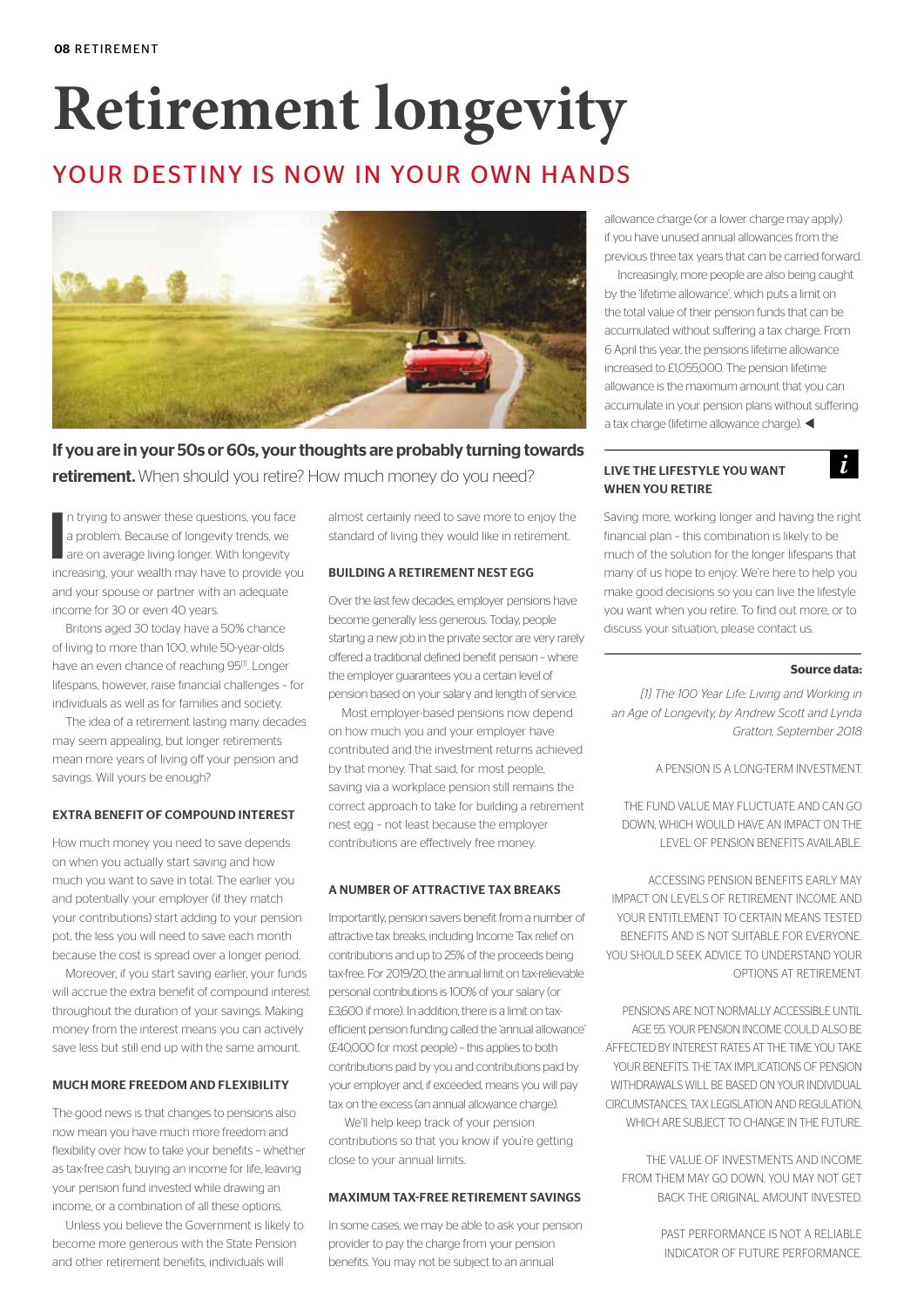# Retirement longevity

## YOUR DESTINY IS NOW IN YOUR OWN HANDS

**If you are in your 50s or 60s, your thoughts are probably turning towards retirement.** When should you retire? How much money do you need?

In trying to answer these questions, you face a problem. Because of longevity trends, we are on average living longer. With longevity increasing, your wealth may have to provide you and your spouse or partner with an adequate income for 30 or even 40 years.

Britons aged 30 today have a 50% chance of living to more than 100, while 50-year-olds have an even chance of reaching 95[1]. Longer lifespans, however, raise financial challenges – for individuals as well as for families and society.

The idea of a retirement lasting many decades may seem appealing, but longer retirements mean more years of living off your pension and savings. Will yours be enough?

#### EXTRA BENEFIT OF COMPOUND INTEREST

How much money you need to save depends on when you actually start saving and how much you want to save in total. The earlier you and potentially your employer (if they match your contributions) start adding to your pension pot, the less you will need to save each month because the cost is spread over a longer period.

Moreover, if you start saving earlier, your funds will accrue the extra benefit of compound interest throughout the duration of your savings. Making money from the interest means you can actively save less but still end up with the same amount.

#### MUCH MORE FREEDOM AND FLEXIBILITY

The good news is that changes to pensions also now mean you have much more freedom and flexibility over how to take your benefits – whether as tax-free cash, buying an income for life, leaving your pension fund invested while drawing an income, or a combination of all these options.

Unless you believe the Government is likely to become more generous with the State Pension and other retirement benefits, individuals will almost certainly need to save more to enjoy the standard of living they would like in retirement.

#### BUILDING A RETIREMENT NEST EGG

Over the last few decades, employer pensions have become generally less generous. Today, people starting a new job in the private sector are very rarely offered a traditional defined benefit pension – where the employer guarantees you a certain level of pension based on your salary and length of service.

Most employer-based pensions now depend on how much you and your employer have contributed and the investment returns achieved by that money. That said, for most people, saving via a workplace pension still remains the correct approach to take for building a retirement nest egg – not least because the employer contributions are effectively free money.

#### A NUMBER OF ATTRACTIVE TAX BREAKS

Importantly, pension savers benefit from a number of attractive tax breaks, including Income Tax relief on contributions and up to 25% of the proceeds being tax-free. For 2019/20, the annual limit on tax-relievable personal contributions is 100% of your salary (or £3,600 if more). In addition, there is a limit on tax-efficient pension funding called the 'annual allowance' (£40,000 for most people) – this applies to both contributions paid by you and contributions paid by your employer and, if exceeded, means you will pay tax on the excess (an annual allowance charge).

We'll help keep track of your pension contributions so that you know if you're getting close to your annual limits.

#### MAXIMUM TAX-FREE RETIREMENT SAVINGS

In some cases, we may be able to ask your pension provider to pay the charge from your pension benefits. You may not be subject to an annual allowance charge (or a lower charge may apply) if you have unused annual allowances from the previous three tax years that can be carried forward.

Increasingly, more people are also being caught by the 'lifetime allowance', which puts a limit on the total value of their pension funds that can be accumulated without suffering a tax charge. From 6 April this year, the pensions lifetime allowance increased to £1,055,000. The pension lifetime allowance is the maximum amount that you can accumulate in your pension plans without suffering a tax charge (lifetime allowance charge). ◀

#### LIVE THE LIFESTYLE YOU WANT WHEN YOU RETIRE

Saving more, working longer and having the right financial plan – this combination is likely to be much of the solution for the longer lifespans that many of us hope to enjoy. We're here to help you make good decisions so you can live the lifestyle you want when you retire. To find out more, or to discuss your situation, please contact us.

**Source data:**

*[1] The 100 Year Life: Living and Working in an Age of Longevity, by Andrew Scott and Lynda Gratton, September 2018*

A PENSION IS A LONG-TERM INVESTMENT.

THE FUND VALUE MAY FLUCTUATE AND CAN GO DOWN, WHICH WOULD HAVE AN IMPACT ON THE LEVEL OF PENSION BENEFITS AVAILABLE.

ACCESSING PENSION BENEFITS EARLY MAY IMPACT ON LEVELS OF RETIREMENT INCOME AND YOUR ENTITLEMENT TO CERTAIN MEANS TESTED BENEFITS AND IS NOT SUITABLE FOR EVERYONE. YOU SHOULD SEEK ADVICE TO UNDERSTAND YOUR OPTIONS AT RETIREMENT.

PENSIONS ARE NOT NORMALLY ACCESSIBLE UNTIL AGE 55. YOUR PENSION INCOME COULD ALSO BE AFFECTED BY INTEREST RATES AT THE TIME YOU TAKE YOUR BENEFITS. THE TAX IMPLICATIONS OF PENSION WITHDRAWALS WILL BE BASED ON YOUR INDIVIDUAL CIRCUMSTANCES, TAX LEGISLATION AND REGULATION, WHICH ARE SUBJECT TO CHANGE IN THE FUTURE.

THE VALUE OF INVESTMENTS AND INCOME FROM THEM MAY GO DOWN. YOU MAY NOT GET BACK THE ORIGINAL AMOUNT INVESTED.

PAST PERFORMANCE IS NOT A RELIABLE INDICATOR OF FUTURE PERFORMANCE.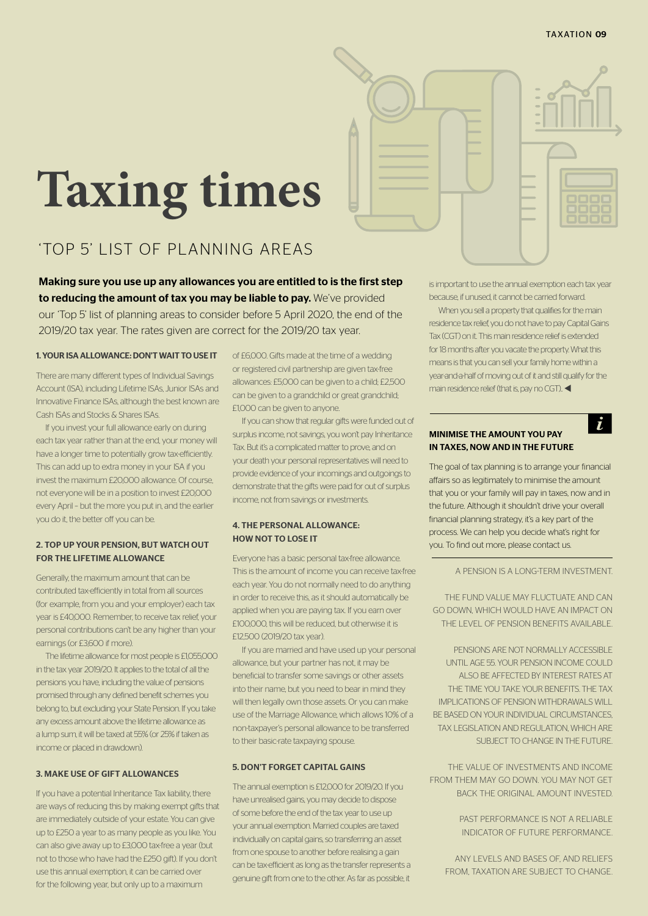# Taxing times

## 'TOP 5' LIST OF PLANNING AREAS

**Making sure you use up any allowances you are entitled to is the first step to reducing the amount of tax you may be liable to pay.** We've provided our 'Top 5' list of planning areas to consider before 5 April 2020, the end of the 2019/20 tax year. The rates given are correct for the 2019/20 tax year.

### 1. YOUR ISA ALLOWANCE: DON'T WAIT TO USE IT

There are many different types of Individual Savings Account (ISA), including Lifetime ISAs, Junior ISAs and Innovative Finance ISAs, although the best known are Cash ISAs and Stocks & Shares ISAs.

If you invest your full allowance early on during each tax year rather than at the end, your money will have a longer time to potentially grow tax-efficiently. This can add up to extra money in your ISA if you invest the maximum £20,000 allowance. Of course, not everyone will be in a position to invest £20,000 every April – but the more you put in, and the earlier you do it, the better off you can be.

### 2. TOP UP YOUR PENSION, BUT WATCH OUT FOR THE LIFETIME ALLOWANCE

Generally, the maximum amount that can be contributed tax-efficiently in total from all sources (for example, from you and your employer) each tax year is £40,000. Remember, to receive tax relief, your personal contributions can't be any higher than your earnings (or £3,600 if more).

The lifetime allowance for most people is £1,055,000 in the tax year 2019/20. It applies to the total of all the pensions you have, including the value of pensions promised through any defined benefit schemes you belong to, but excluding your State Pension. If you take any excess amount above the lifetime allowance as a lump sum, it will be taxed at 55% (or 25% if taken as income or placed in drawdown).

### 3. MAKE USE OF GIFT ALLOWANCES

If you have a potential Inheritance Tax liability, there are ways of reducing this by making exempt gifts that are immediately outside of your estate. You can give up to £250 a year to as many people as you like. You can also give away up to £3,000 tax-free a year (but not to those who have had the £250 gift). If you don't use this annual exemption, it can be carried over for the following year, but only up to a maximum of £6,000. Gifts made at the time of a wedding or registered civil partnership are given tax-free allowances: £5,000 can be given to a child; £2,500 can be given to a grandchild or great grandchild; £1,000 can be given to anyone.

If you can show that regular gifts were funded out of surplus income, not savings, you won't pay Inheritance Tax. But it's a complicated matter to prove, and on your death your personal representatives will need to provide evidence of your incomings and outgoings to demonstrate that the gifts were paid for out of surplus income, not from savings or investments.

### 4. THE PERSONAL ALLOWANCE: HOW NOT TO LOSE IT

Everyone has a basic personal tax-free allowance. This is the amount of income you can receive tax-free each year. You do not normally need to do anything in order to receive this, as it should automatically be applied when you are paying tax. If you earn over £100,000, this will be reduced, but otherwise it is £12,500 (2019/20 tax year).

If you are married and have used up your personal allowance, but your partner has not, it may be beneficial to transfer some savings or other assets into their name, but you need to bear in mind they will then legally own those assets. Or you can make use of the Marriage Allowance, which allows 10% of a non-taxpayer's personal allowance to be transferred to their basic-rate taxpaying spouse.

### 5. DON'T FORGET CAPITAL GAINS

The annual exemption is £12,000 for 2019/20. If you have unrealised gains, you may decide to dispose of some before the end of the tax year to use up your annual exemption. Married couples are taxed individually on capital gains, so transferring an asset from one spouse to another before realising a gain can be tax-efficient as long as the transfer represents a genuine gift from one to the other. As far as possible, it is important to use the annual exemption each tax year because, if unused, it cannot be carried forward.

When you sell a property that qualifies for the main residence tax relief, you do not have to pay Capital Gains Tax (CGT) on it. This main residence relief is extended for 18 months after you vacate the property. What this means is that you can sell your family home within a year-and-a-half of moving out of it and still qualify for the main residence relief (that is, pay no CGT). ◀

### MINIMISE THE AMOUNT YOU PAY IN TAXES, NOW AND IN THE FUTURE

The goal of tax planning is to arrange your financial affairs so as legitimately to minimise the amount that you or your family will pay in taxes, now and in the future. Although it shouldn't drive your overall financial planning strategy, it's a key part of the process. We can help you decide what's right for you. To find out more, please contact us.

A PENSION IS A LONG-TERM INVESTMENT.

THE FUND VALUE MAY FLUCTUATE AND CAN GO DOWN, WHICH WOULD HAVE AN IMPACT ON THE LEVEL OF PENSION BENEFITS AVAILABLE.

PENSIONS ARE NOT NORMALLY ACCESSIBLE UNTIL AGE 55. YOUR PENSION INCOME COULD ALSO BE AFFECTED BY INTEREST RATES AT THE TIME YOU TAKE YOUR BENEFITS. THE TAX IMPLICATIONS OF PENSION WITHDRAWALS WILL BE BASED ON YOUR INDIVIDUAL CIRCUMSTANCES, TAX LEGISLATION AND REGULATION, WHICH ARE SUBJECT TO CHANGE IN THE FUTURE.

THE VALUE OF INVESTMENTS AND INCOME FROM THEM MAY GO DOWN. YOU MAY NOT GET BACK THE ORIGINAL AMOUNT INVESTED.

PAST PERFORMANCE IS NOT A RELIABLE INDICATOR OF FUTURE PERFORMANCE.

ANY LEVELS AND BASES OF, AND RELIEFS FROM, TAXATION ARE SUBJECT TO CHANGE.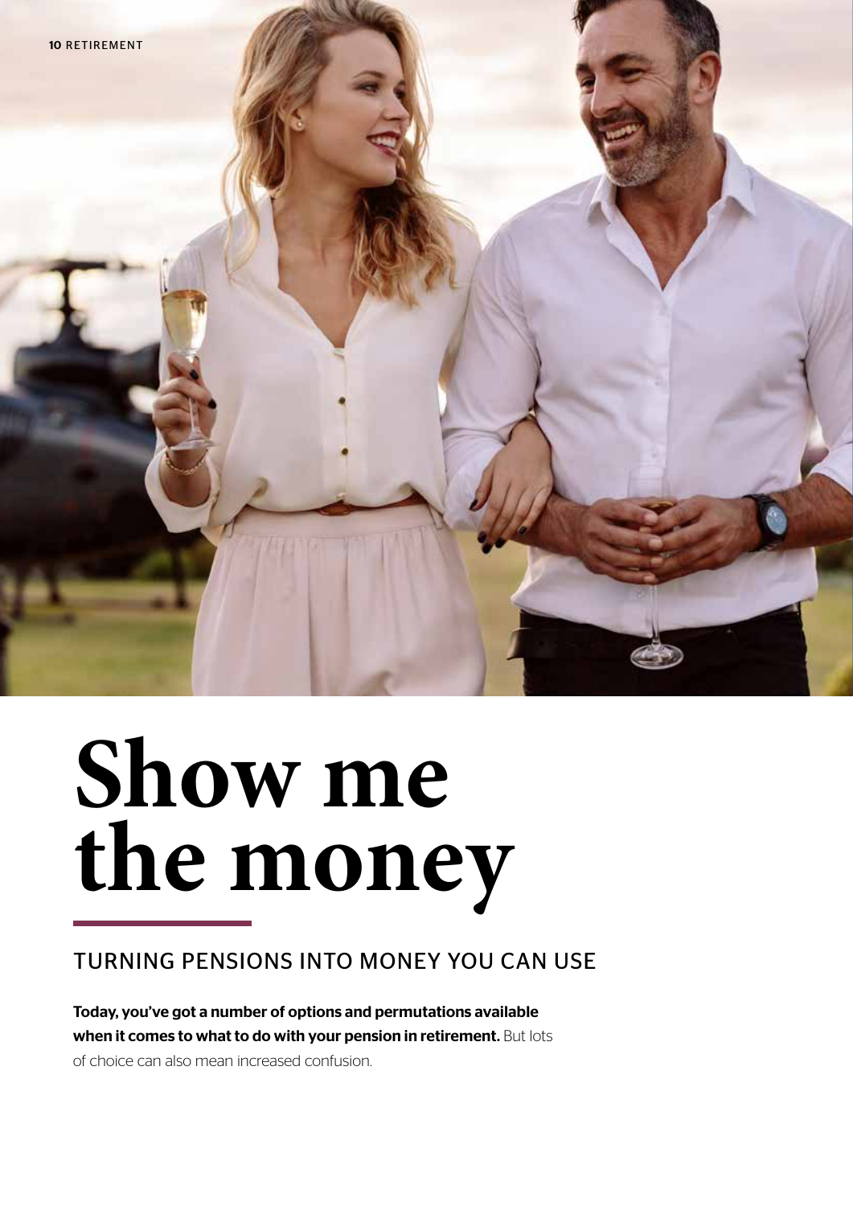# Show me the money

## TURNING PENSIONS INTO MONEY YOU CAN USE

**Today, you've got a number of options and permutations available when it comes to what to do with your pension in retirement.** But lots of choice can also mean increased confusion.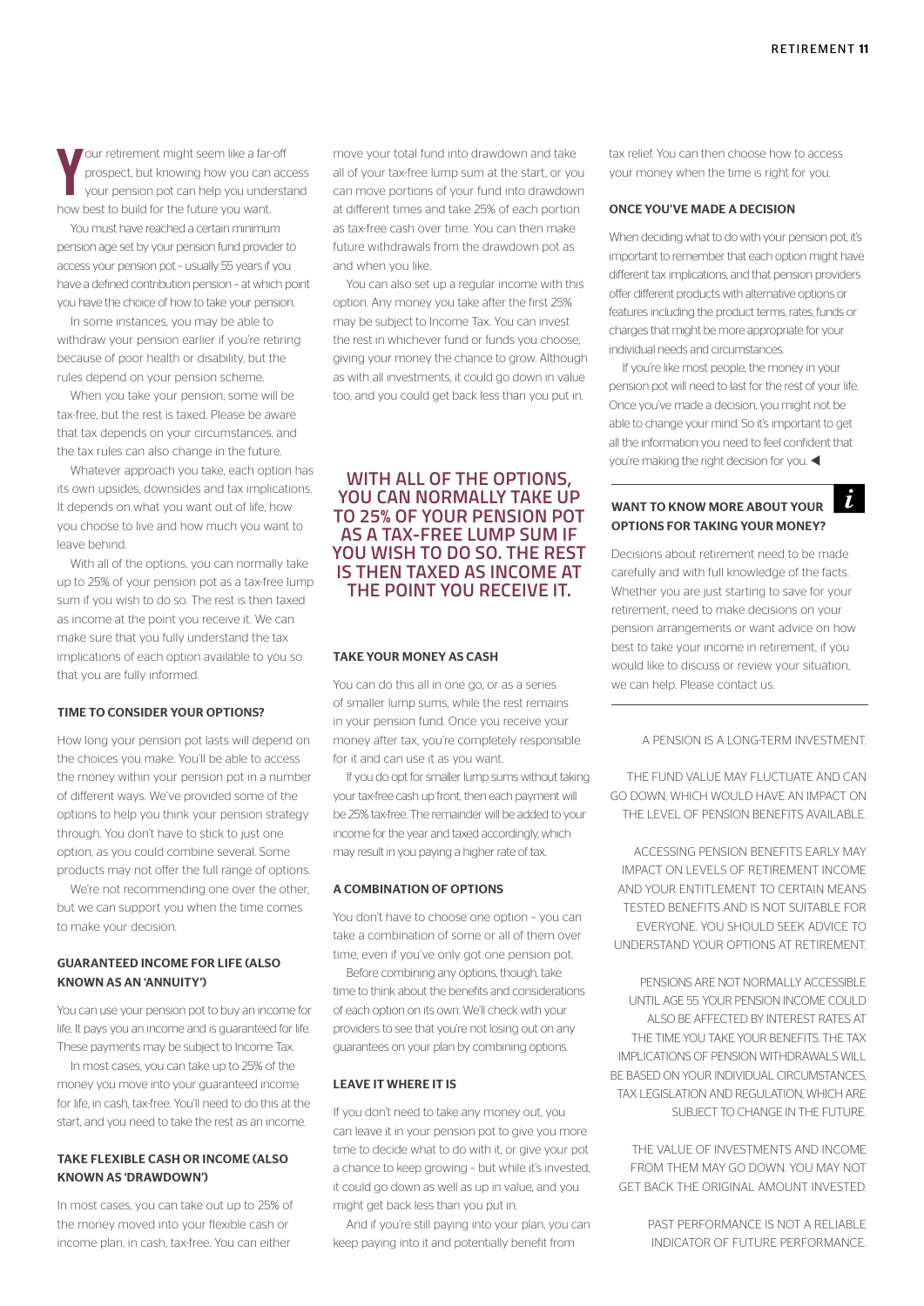Your retirement might seem like a far-off prospect, but knowing how you can access your pension pot can help you understand how best to build for the future you want.

You must have reached a certain minimum pension age set by your pension fund provider to access your pension pot – usually 55 years if you have a defined contribution pension – at which point you have the choice of how to take your pension.

In some instances, you may be able to withdraw your pension earlier if you're retiring because of poor health or disability, but the rules depend on your pension scheme.

When you take your pension, some will be tax-free, but the rest is taxed. Please be aware that tax depends on your circumstances, and the tax rules can also change in the future.

Whatever approach you take, each option has its own upsides, downsides and tax implications. It depends on what you want out of life, how you choose to live and how much you want to leave behind.

With all of the options, you can normally take up to 25% of your pension pot as a tax-free lump sum if you wish to do so. The rest is then taxed as income at the point you receive it. We can make sure that you fully understand the tax implications of each option available to you so that you are fully informed.

#### TIME TO CONSIDER YOUR OPTIONS?

How long your pension pot lasts will depend on the choices you make. You'll be able to access the money within your pension pot in a number of different ways. We've provided some of the options to help you think your pension strategy through. You don't have to stick to just one option, as you could combine several. Some products may not offer the full range of options.

We're not recommending one over the other, but we can support you when the time comes to make your decision.

#### GUARANTEED INCOME FOR LIFE (ALSO KNOWN AS AN 'ANNUITY')

You can use your pension pot to buy an income for life. It pays you an income and is guaranteed for life. These payments may be subject to Income Tax.

In most cases, you can take up to 25% of the money you move into your guaranteed income for life, in cash, tax-free. You'll need to do this at the start, and you need to take the rest as an income.

#### TAKE FLEXIBLE CASH OR INCOME (ALSO KNOWN AS 'DRAWDOWN')

In most cases, you can take out up to 25% of the money moved into your flexible cash or income plan, in cash, tax-free. You can either move your total fund into drawdown and take all of your tax-free lump sum at the start, or you can move portions of your fund into drawdown at different times and take 25% of each portion as tax-free cash over time. You can then make future withdrawals from the drawdown pot as and when you like.

You can also set up a regular income with this option. Any money you take after the first 25% may be subject to Income Tax. You can invest the rest in whichever fund or funds you choose, giving your money the chance to grow. Although as with all investments, it could go down in value too, and you could get back less than you put in.

**WITH ALL OF THE OPTIONS, YOU CAN NORMALLY TAKE UP TO 25% OF YOUR PENSION POT AS A TAX-FREE LUMP SUM IF YOU WISH TO DO SO. THE REST IS THEN TAXED AS INCOME AT THE POINT YOU RECEIVE IT.**

#### TAKE YOUR MONEY AS CASH

You can do this all in one go, or as a series of smaller lump sums, while the rest remains in your pension fund. Once you receive your money after tax, you're completely responsible for it and can use it as you want.

If you do opt for smaller lump sums without taking your tax-free cash up front, then each payment will be 25% tax-free. The remainder will be added to your income for the year and taxed accordingly, which may result in you paying a higher rate of tax.

#### A COMBINATION OF OPTIONS

You don't have to choose one option – you can take a combination of some or all of them over time, even if you've only got one pension pot.

Before combining any options, though, take time to think about the benefits and considerations of each option on its own. We'll check with your providers to see that you're not losing out on any guarantees on your plan by combining options.

#### LEAVE IT WHERE IT IS

If you don't need to take any money out, you can leave it in your pension pot to give you more time to decide what to do with it, or give your pot a chance to keep growing – but while it's invested, it could go down as well as up in value, and you might get back less than you put in.

And if you're still paying into your plan, you can keep paying into it and potentially benefit from tax relief. You can then choose how to access your money when the time is right for you.

#### ONCE YOU'VE MADE A DECISION

When deciding what to do with your pension pot, it's important to remember that each option might have different tax implications, and that pension providers offer different products with alternative options or features including the product terms, rates, funds or charges that might be more appropriate for your individual needs and circumstances.

If you're like most people, the money in your pension pot will need to last for the rest of your life. Once you've made a decision, you might not be able to change your mind. So it's important to get all the information you need to feel confident that you're making the right decision for you. ◀

#### WANT TO KNOW MORE ABOUT YOUR OPTIONS FOR TAKING YOUR MONEY?

Decisions about retirement need to be made carefully and with full knowledge of the facts. Whether you are just starting to save for your retirement, need to make decisions on your pension arrangements or want advice on how best to take your income in retirement, if you would like to discuss or review your situation, we can help. Please contact us.

A PENSION IS A LONG-TERM INVESTMENT.

THE FUND VALUE MAY FLUCTUATE AND CAN GO DOWN, WHICH WOULD HAVE AN IMPACT ON THE LEVEL OF PENSION BENEFITS AVAILABLE.

ACCESSING PENSION BENEFITS EARLY MAY IMPACT ON LEVELS OF RETIREMENT INCOME AND YOUR ENTITLEMENT TO CERTAIN MEANS TESTED BENEFITS AND IS NOT SUITABLE FOR EVERYONE. YOU SHOULD SEEK ADVICE TO UNDERSTAND YOUR OPTIONS AT RETIREMENT.

PENSIONS ARE NOT NORMALLY ACCESSIBLE UNTIL AGE 55. YOUR PENSION INCOME COULD ALSO BE AFFECTED BY INTEREST RATES AT THE TIME YOU TAKE YOUR BENEFITS. THE TAX IMPLICATIONS OF PENSION WITHDRAWALS WILL BE BASED ON YOUR INDIVIDUAL CIRCUMSTANCES, TAX LEGISLATION AND REGULATION, WHICH ARE SUBJECT TO CHANGE IN THE FUTURE.

THE VALUE OF INVESTMENTS AND INCOME FROM THEM MAY GO DOWN. YOU MAY NOT GET BACK THE ORIGINAL AMOUNT INVESTED.

PAST PERFORMANCE IS NOT A RELIABLE INDICATOR OF FUTURE PERFORMANCE.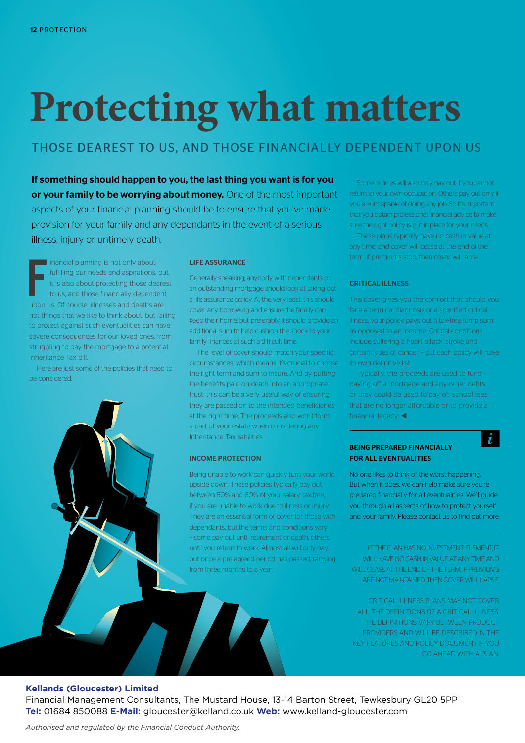# Protecting what matters

## THOSE DEAREST TO US, AND THOSE FINANCIALLY DEPENDENT UPON US

**If something should happen to you, the last thing you want is for you or your family to be worrying about money.** One of the most important aspects of your financial planning should be to ensure that you've made provision for your family and any dependants in the event of a serious illness, injury or untimely death.

Financial planning is not only about fulfilling our needs and aspirations, but it is also about protecting those dearest to us, and those financially dependent upon us. Of course, illnesses and deaths are not things that we like to think about, but failing to protect against such eventualities can have severe consequences for our loved ones, from struggling to pay the mortgage to a potential Inheritance Tax bill.

Here are just some of the policies that need to be considered.

### LIFE ASSURANCE

Generally speaking, anybody with dependants or an outstanding mortgage should look at taking out a life assurance policy. At the very least, this should cover any borrowing and ensure the family can keep their home, but preferably it should provide an additional sum to help cushion the shock to your family finances at such a difficult time.

The level of cover should match your specific circumstances, which means it's crucial to choose the right term and sum to insure. And by putting the benefits paid on death into an appropriate trust, this can be a very useful way of ensuring they are passed on to the intended beneficiaries at the right time. The proceeds also won't form a part of your estate when considering any Inheritance Tax liabilities.

### INCOME PROTECTION

Being unable to work can quickly turn your world upside down. These policies typically pay out between 50% and 60% of your salary, tax-free, if you are unable to work due to illness or injury. They are an essential form of cover for those with dependants, but the terms and conditions vary – some pay out until retirement or death, others until you return to work. Almost all will only pay out once a pre-agreed period has passed, ranging from three months to a year.

Some policies will also only pay out if you cannot return to your own occupation. Others pay out only if you are incapable of doing any job. So it's important that you obtain professional financial advice to make sure the right policy is put in place for your needs.

These plans typically have no cash-in value at any time, and cover will cease at the end of the term. If premiums stop, then cover will lapse.

### CRITICAL ILLNESS

This cover gives you the comfort that, should you face a terminal diagnosis or a specified critical illness, your policy pays out a tax-free lump sum as opposed to an income. Critical conditions include suffering a heart attack, stroke and certain types of cancer – but each policy will have its own definitive list.

Typically, the proceeds are used to fund paying off a mortgage and any other debts, or they could be used to pay off school fees that are no longer affordable or to provide a financial legacy. ◀

### BEING PREPARED FINANCIALLY FOR ALL EVENTUALITIES

No one likes to think of the worst happening. But when it does, we can help make sure you're prepared financially for all eventualities. We'll guide you through all aspects of how to protect yourself and your family. Please contact us to find out more.

IF THE PLAN HAS NO INVESTMENT ELEMENT, IT WILL HAVE NO CASH-IN VALUE AT ANY TIME AND WILL CEASE AT THE END OF THE TERM. IF PREMIUMS ARE NOT MAINTAINED, THEN COVER WILL LAPSE.

CRITICAL ILLNESS PLANS MAY NOT COVER ALL THE DEFINITIONS OF A CRITICAL ILLNESS. THE DEFINITIONS VARY BETWEEN PRODUCT PROVIDERS AND WILL BE DESCRIBED IN THE KEY FEATURES AND POLICY DOCUMENT IF YOU GO AHEAD WITH A PLAN.

**Kellands (Gloucester) Limited**
Financial Management Consultants, The Mustard House, 13-14 Barton Street, Tewkesbury GL20 5PP
**Tel:** 01684 850088 **E-Mail:** gloucester@kelland.co.uk **Web:** www.kelland-gloucester.com

*Authorised and regulated by the Financial Conduct Authority.*